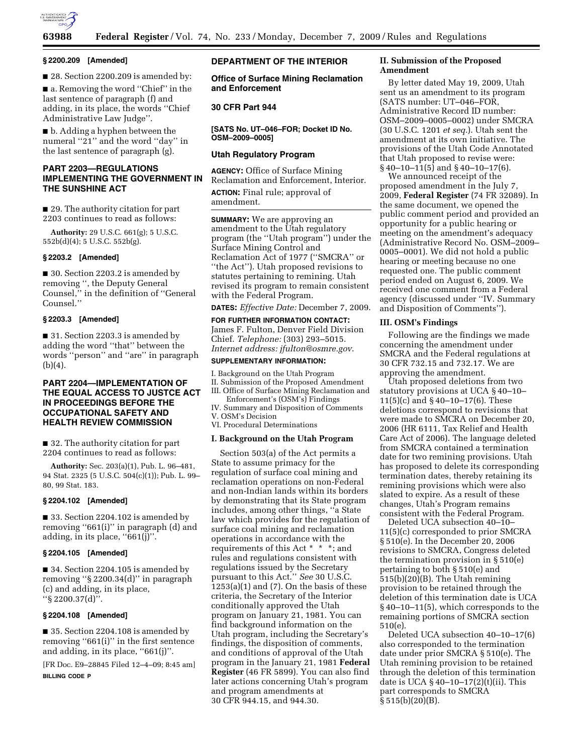### § 2200.209 [Amended]

■ 28. Section 2200.209 is amended by:

■ a. Removing the word ''Chief'' in the last sentence of paragraph (f) and adding, in its place, the words ''Chief Administrative Law Judge''.

■ b. Adding a hyphen between the numeral ''21'' and the word ''day'' in the last sentence of paragraph (g).

## PART 2203—REGULATIONS IMPLEMENTING THE GOVERNMENT IN THE SUNSHINE ACT

■ 29. The authority citation for part 2203 continues to read as follows:

**Authority:** 29 U.S.C. 661(g); 5 U.S.C. 552b(d)(4); 5 U.S.C. 552b(g).

### § 2203.2 [Amended]

■ 30. Section 2203.2 is amended by removing '', the Deputy General Counsel,'' in the definition of ''General Counsel.''

### § 2203.3 [Amended]

■ 31. Section 2203.3 is amended by adding the word ''that'' between the words ''person'' and ''are'' in paragraph (b)(4).

## PART 2204—IMPLEMENTATION OF THE EQUAL ACCESS TO JUSTCE ACT IN PROCEEDINGS BEFORE THE OCCUPATIONAL SAFETY AND HEALTH REVIEW COMMISSION

■ 32. The authority citation for part 2204 continues to read as follows:

**Authority:** Sec. 203(a)(1), Pub. L. 96–481, 94 Stat. 2325 (5 U.S.C. 504(c)(1)); Pub. L. 99–80, 99 Stat. 183.

### § 2204.102 [Amended]

■ 33. Section 2204.102 is amended by removing ''661(i)'' in paragraph (d) and adding, in its place, ''661(j)''.

### § 2204.105 [Amended]

■ 34. Section 2204.105 is amended by removing ''§ 2200.34(d)'' in paragraph (c) and adding, in its place, ''§ 2200.37(d)''.

### § 2204.108 [Amended]

■ 35. Section 2204.108 is amended by removing ''661(i)'' in the first sentence and adding, in its place, ''661(j)''.

[FR Doc. E9–28845 Filed 12–4–09; 8:45 am]

**BILLING CODE P**

## DEPARTMENT OF THE INTERIOR

### Office of Surface Mining Reclamation and Enforcement

### 30 CFR Part 944

**[SATS No. UT–046–FOR; Docket ID No. OSM–2009–0005]**

### Utah Regulatory Program

**AGENCY:** Office of Surface Mining Reclamation and Enforcement, Interior.

**ACTION:** Final rule; approval of amendment.

**SUMMARY:** We are approving an amendment to the Utah regulatory program (the ''Utah program'') under the Surface Mining Control and Reclamation Act of 1977 (''SMCRA'' or ''the Act''). Utah proposed revisions to statutes pertaining to remining. Utah revised its program to remain consistent with the Federal Program.

**DATES:** *Effective Date:* December 7, 2009.

**FOR FURTHER INFORMATION CONTACT:** James F. Fulton, Denver Field Division Chief. *Telephone:* (303) 293–5015. *Internet address: jfulton@osmre.gov*.

**SUPPLEMENTARY INFORMATION:**

I. Background on the Utah Program
II. Submission of the Proposed Amendment
III. Office of Surface Mining Reclamation and Enforcement's (OSM's) Findings
IV. Summary and Disposition of Comments
V. OSM's Decision
VI. Procedural Determinations

### I. Background on the Utah Program

Section 503(a) of the Act permits a State to assume primacy for the regulation of surface coal mining and reclamation operations on non-Federal and non-Indian lands within its borders by demonstrating that its State program includes, among other things, ''a State law which provides for the regulation of surface coal mining and reclamation operations in accordance with the requirements of this Act * * *; and rules and regulations consistent with regulations issued by the Secretary pursuant to this Act.'' *See* 30 U.S.C. 1253(a)(1) and (7). On the basis of these criteria, the Secretary of the Interior conditionally approved the Utah program on January 21, 1981. You can find background information on the Utah program, including the Secretary's findings, the disposition of comments, and conditions of approval of the Utah program in the January 21, 1981 **Federal Register** (46 FR 5899). You can also find later actions concerning Utah's program and program amendments at 30 CFR 944.15, and 944.30.

### II. Submission of the Proposed Amendment

By letter dated May 19, 2009, Utah sent us an amendment to its program (SATS number: UT–046–FOR, Administrative Record ID number: OSM–2009–0005–0002) under SMCRA (30 U.S.C. 1201 *et seq.*). Utah sent the amendment at its own initiative. The provisions of the Utah Code Annotated that Utah proposed to revise were: § 40–10–11(5) and § 40–10–17(6).

We announced receipt of the proposed amendment in the July 7, 2009, **Federal Register** (74 FR 32089). In the same document, we opened the public comment period and provided an opportunity for a public hearing or meeting on the amendment's adequacy (Administrative Record No. OSM–2009–0005–0001). We did not hold a public hearing or meeting because no one requested one. The public comment period ended on August 6, 2009. We received one comment from a Federal agency (discussed under ''IV. Summary and Disposition of Comments'').

### III. OSM's Findings

Following are the findings we made concerning the amendment under SMCRA and the Federal regulations at 30 CFR 732.15 and 732.17. We are approving the amendment.

Utah proposed deletions from two statutory provisions at UCA § 40–10–11(5)(c) and § 40–10–17(6). These deletions correspond to revisions that were made to SMCRA on December 20, 2006 (HR 6111, Tax Relief and Health Care Act of 2006). The language deleted from SMCRA contained a termination date for two remining provisions. Utah has proposed to delete its corresponding termination dates, thereby retaining its remining provisions which were also slated to expire. As a result of these changes, Utah's Program remains consistent with the Federal Program.

Deleted UCA subsection 40–10–11(5)(c) corresponded to prior SMCRA § 510(e). In the December 20, 2006 revisions to SMCRA, Congress deleted the termination provision in § 510(e) pertaining to both § 510(e) and 515(b)(20)(B). The Utah remining provision to be retained through the deletion of this termination date is UCA § 40–10–11(5), which corresponds to the remaining portions of SMCRA section 510(e).

Deleted UCA subsection 40–10–17(6) also corresponded to the termination date under prior SMCRA § 510(e). The Utah remining provision to be retained through the deletion of this termination date is UCA § 40–10–17(2)(t)(ii). This part corresponds to SMCRA § 515(b)(20)(B).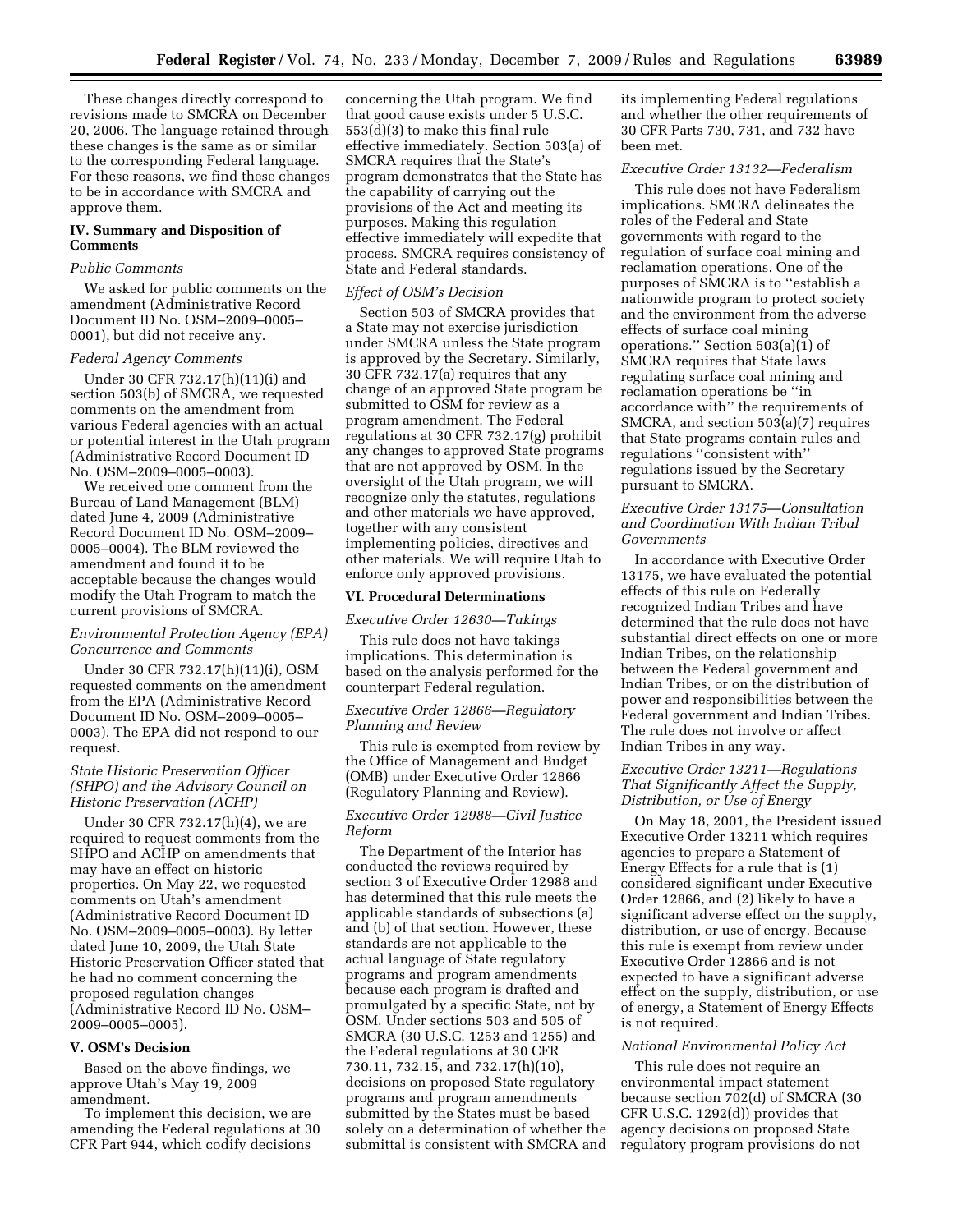These changes directly correspond to revisions made to SMCRA on December 20, 2006. The language retained through these changes is the same as or similar to the corresponding Federal language. For these reasons, we find these changes to be in accordance with SMCRA and approve them.

## IV. Summary and Disposition of Comments

*Public Comments*

We asked for public comments on the amendment (Administrative Record Document ID No. OSM–2009–0005–0001), but did not receive any.

*Federal Agency Comments*

Under 30 CFR 732.17(h)(11)(i) and section 503(b) of SMCRA, we requested comments on the amendment from various Federal agencies with an actual or potential interest in the Utah program (Administrative Record Document ID No. OSM–2009–0005–0003).

We received one comment from the Bureau of Land Management (BLM) dated June 4, 2009 (Administrative Record Document ID No. OSM–2009–0005–0004). The BLM reviewed the amendment and found it to be acceptable because the changes would modify the Utah Program to match the current provisions of SMCRA.

*Environmental Protection Agency (EPA) Concurrence and Comments*

Under 30 CFR 732.17(h)(11)(i), OSM requested comments on the amendment from the EPA (Administrative Record Document ID No. OSM–2009–0005–0003). The EPA did not respond to our request.

*State Historic Preservation Officer (SHPO) and the Advisory Council on Historic Preservation (ACHP)*

Under 30 CFR 732.17(h)(4), we are required to request comments from the SHPO and ACHP on amendments that may have an effect on historic properties. On May 22, we requested comments on Utah's amendment (Administrative Record Document ID No. OSM–2009–0005–0003). By letter dated June 10, 2009, the Utah State Historic Preservation Officer stated that he had no comment concerning the proposed regulation changes (Administrative Record ID No. OSM–2009–0005–0005).

## V. OSM's Decision

Based on the above findings, we approve Utah's May 19, 2009 amendment.

To implement this decision, we are amending the Federal regulations at 30 CFR Part 944, which codify decisions concerning the Utah program. We find that good cause exists under 5 U.S.C. 553(d)(3) to make this final rule effective immediately. Section 503(a) of SMCRA requires that the State's program demonstrates that the State has the capability of carrying out the provisions of the Act and meeting its purposes. Making this regulation effective immediately will expedite that process. SMCRA requires consistency of State and Federal standards.

*Effect of OSM's Decision*

Section 503 of SMCRA provides that a State may not exercise jurisdiction under SMCRA unless the State program is approved by the Secretary. Similarly, 30 CFR 732.17(a) requires that any change of an approved State program be submitted to OSM for review as a program amendment. The Federal regulations at 30 CFR 732.17(g) prohibit any changes to approved State programs that are not approved by OSM. In the oversight of the Utah program, we will recognize only the statutes, regulations and other materials we have approved, together with any consistent implementing policies, directives and other materials. We will require Utah to enforce only approved provisions.

## VI. Procedural Determinations

*Executive Order 12630—Takings*

This rule does not have takings implications. This determination is based on the analysis performed for the counterpart Federal regulation.

*Executive Order 12866—Regulatory Planning and Review*

This rule is exempted from review by the Office of Management and Budget (OMB) under Executive Order 12866 (Regulatory Planning and Review).

*Executive Order 12988—Civil Justice Reform*

The Department of the Interior has conducted the reviews required by section 3 of Executive Order 12988 and has determined that this rule meets the applicable standards of subsections (a) and (b) of that section. However, these standards are not applicable to the actual language of State regulatory programs and program amendments because each program is drafted and promulgated by a specific State, not by OSM. Under sections 503 and 505 of SMCRA (30 U.S.C. 1253 and 1255) and the Federal regulations at 30 CFR 730.11, 732.15, and 732.17(h)(10), decisions on proposed State regulatory programs and program amendments submitted by the States must be based solely on a determination of whether the submittal is consistent with SMCRA and its implementing Federal regulations and whether the other requirements of 30 CFR Parts 730, 731, and 732 have been met.

*Executive Order 13132—Federalism*

This rule does not have Federalism implications. SMCRA delineates the roles of the Federal and State governments with regard to the regulation of surface coal mining and reclamation operations. One of the purposes of SMCRA is to ''establish a nationwide program to protect society and the environment from the adverse effects of surface coal mining operations.'' Section 503(a)(1) of SMCRA requires that State laws regulating surface coal mining and reclamation operations be ''in accordance with'' the requirements of SMCRA, and section 503(a)(7) requires that State programs contain rules and regulations ''consistent with'' regulations issued by the Secretary pursuant to SMCRA.

*Executive Order 13175—Consultation and Coordination With Indian Tribal Governments*

In accordance with Executive Order 13175, we have evaluated the potential effects of this rule on Federally recognized Indian Tribes and have determined that the rule does not have substantial direct effects on one or more Indian Tribes, on the relationship between the Federal government and Indian Tribes, or on the distribution of power and responsibilities between the Federal government and Indian Tribes. The rule does not involve or affect Indian Tribes in any way.

*Executive Order 13211—Regulations That Significantly Affect the Supply, Distribution, or Use of Energy*

On May 18, 2001, the President issued Executive Order 13211 which requires agencies to prepare a Statement of Energy Effects for a rule that is (1) considered significant under Executive Order 12866, and (2) likely to have a significant adverse effect on the supply, distribution, or use of energy. Because this rule is exempt from review under Executive Order 12866 and is not expected to have a significant adverse effect on the supply, distribution, or use of energy, a Statement of Energy Effects is not required.

*National Environmental Policy Act*

This rule does not require an environmental impact statement because section 702(d) of SMCRA (30 CFR U.S.C. 1292(d)) provides that agency decisions on proposed State regulatory program provisions do not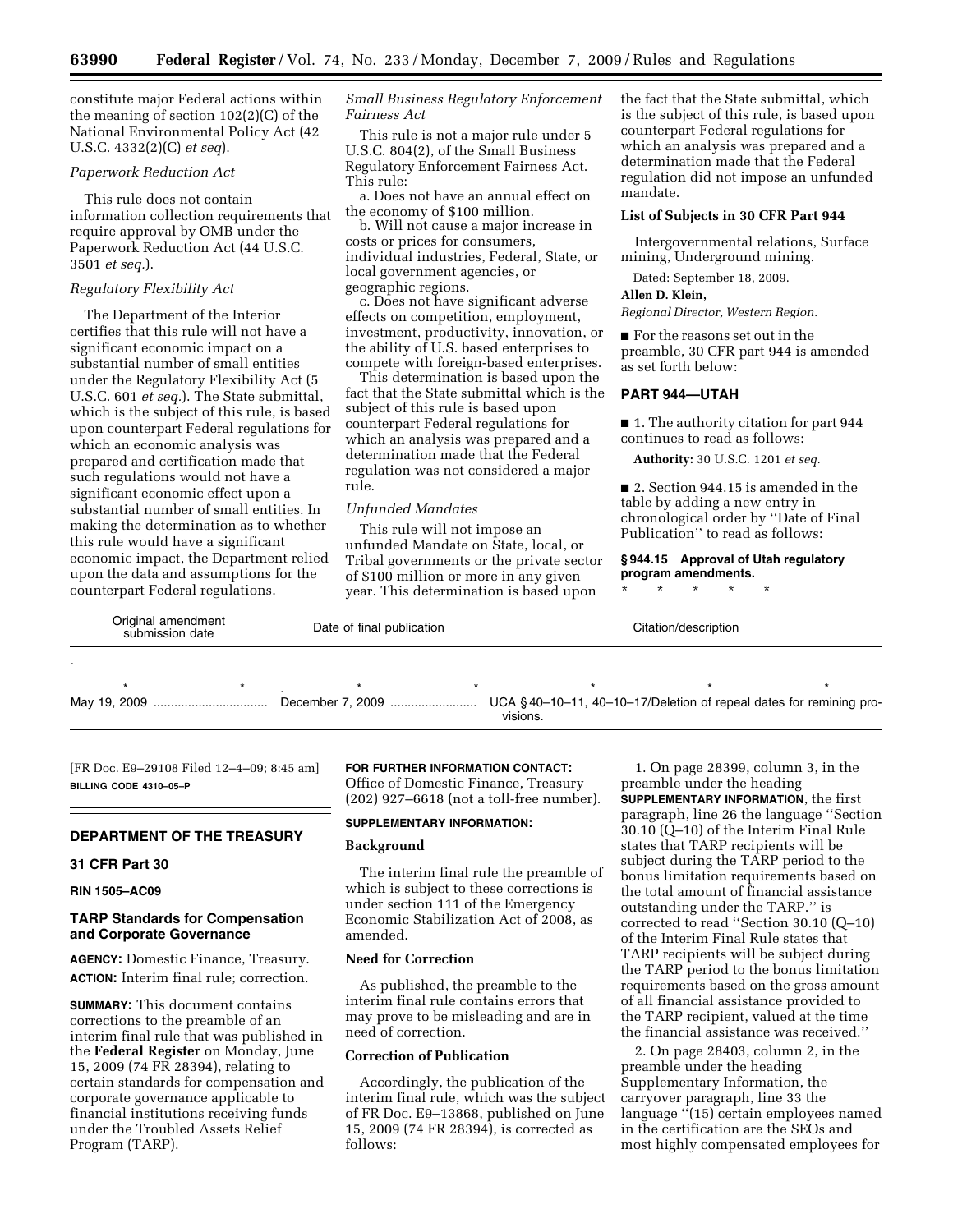constitute major Federal actions within the meaning of section 102(2)(C) of the National Environmental Policy Act (42 U.S.C. 4332(2)(C) *et seq*).

*Paperwork Reduction Act*

This rule does not contain information collection requirements that require approval by OMB under the Paperwork Reduction Act (44 U.S.C. 3501 *et seq.*).

*Regulatory Flexibility Act*

The Department of the Interior certifies that this rule will not have a significant economic impact on a substantial number of small entities under the Regulatory Flexibility Act (5 U.S.C. 601 *et seq.*). The State submittal, which is the subject of this rule, is based upon counterpart Federal regulations for which an economic analysis was prepared and certification made that such regulations would not have a significant economic effect upon a substantial number of small entities. In making the determination as to whether this rule would have a significant economic impact, the Department relied upon the data and assumptions for the counterpart Federal regulations.

*Small Business Regulatory Enforcement Fairness Act*

This rule is not a major rule under 5 U.S.C. 804(2), of the Small Business Regulatory Enforcement Fairness Act. This rule:

a. Does not have an annual effect on the economy of $100 million.

b. Will not cause a major increase in costs or prices for consumers, individual industries, Federal, State, or local government agencies, or geographic regions.

c. Does not have significant adverse effects on competition, employment, investment, productivity, innovation, or the ability of U.S. based enterprises to compete with foreign-based enterprises.

This determination is based upon the fact that the State submittal which is the subject of this rule is based upon counterpart Federal regulations for which an analysis was prepared and a determination made that the Federal regulation was not considered a major rule.

*Unfunded Mandates*

This rule will not impose an unfunded Mandate on State, local, or Tribal governments or the private sector of $100 million or more in any given year. This determination is based upon the fact that the State submittal, which is the subject of this rule, is based upon counterpart Federal regulations for which an analysis was prepared and a determination made that the Federal regulation did not impose an unfunded mandate.

**List of Subjects in 30 CFR Part 944**

Intergovernmental relations, Surface mining, Underground mining.

Dated: September 18, 2009.

**Allen D. Klein,**

*Regional Director, Western Region.*

■ For the reasons set out in the preamble, 30 CFR part 944 is amended as set forth below:

**PART 944—UTAH**

■ 1. The authority citation for part 944 continues to read as follows:

**Authority:** 30 U.S.C. 1201 *et seq.*

■ 2. Section 944.15 is amended in the table by adding a new entry in chronological order by ''Date of Final Publication'' to read as follows:

**§ 944.15 Approval of Utah regulatory program amendments.**

\* \* \* \* \*

| Original amendment submission date | Date of final publication | Citation/description |
|---|---|---|
| * * | * * | * * * |
| May 19, 2009 ................................ | December 7, 2009 ......................... | UCA § 40–10–11, 40–10–17/Deletion of repeal dates for remining provisions. |

[FR Doc. E9–29108 Filed 12–4–09; 8:45 am]

**BILLING CODE 4310–05–P**

## DEPARTMENT OF THE TREASURY

### 31 CFR Part 30

### RIN 1505–AC09

### TARP Standards for Compensation and Corporate Governance

**AGENCY:** Domestic Finance, Treasury.

**ACTION:** Interim final rule; correction.

**SUMMARY:** This document contains corrections to the preamble of an interim final rule that was published in the **Federal Register** on Monday, June 15, 2009 (74 FR 28394), relating to certain standards for compensation and corporate governance applicable to financial institutions receiving funds under the Troubled Assets Relief Program (TARP).

**FOR FURTHER INFORMATION CONTACT:** Office of Domestic Finance, Treasury (202) 927–6618 (not a toll-free number).

**SUPPLEMENTARY INFORMATION:**

**Background**

The interim final rule the preamble of which is subject to these corrections is under section 111 of the Emergency Economic Stabilization Act of 2008, as amended.

**Need for Correction**

As published, the preamble to the interim final rule contains errors that may prove to be misleading and are in need of correction.

**Correction of Publication**

Accordingly, the publication of the interim final rule, which was the subject of FR Doc. E9–13868, published on June 15, 2009 (74 FR 28394), is corrected as follows:

1. On page 28399, column 3, in the preamble under the heading **SUPPLEMENTARY INFORMATION**, the first paragraph, line 26 the language ''Section 30.10 (Q–10) of the Interim Final Rule states that TARP recipients will be subject during the TARP period to the bonus limitation requirements based on the total amount of financial assistance outstanding under the TARP.'' is corrected to read ''Section 30.10 (Q–10) of the Interim Final Rule states that TARP recipients will be subject during the TARP period to the bonus limitation requirements based on the gross amount of all financial assistance provided to the TARP recipient, valued at the time the financial assistance was received.''

2. On page 28403, column 2, in the preamble under the heading Supplementary Information, the carryover paragraph, line 33 the language ''(15) certain employees named in the certification are the SEOs and most highly compensated employees for